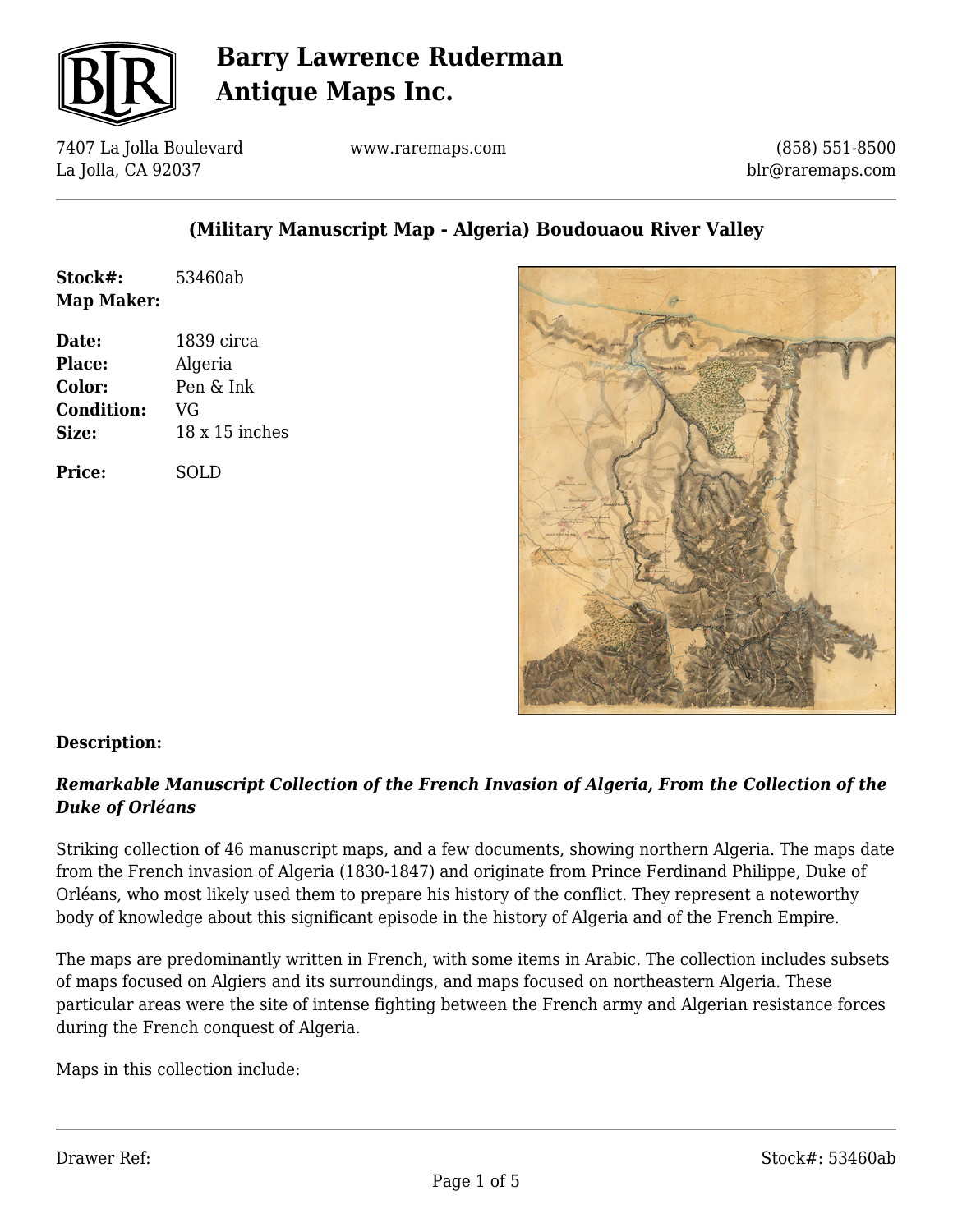# Barry Lawrence Ruderman Antique Maps Inc.

7407 La Jolla Boulevard
La Jolla, CA 92037

www.raremaps.com

(858) 551-8500
blr@raremaps.com

## (Military Manuscript Map - Algeria) Boudouaou River Valley

| | |
|---|---|
| **Stock#:** | 53460ab |
| **Map Maker:** | |
| **Date:** | 1839 circa |
| **Place:** | Algeria |
| **Color:** | Pen & Ink |
| **Condition:** | VG |
| **Size:** | 18 x 15 inches |
| **Price:** | SOLD |

### Description:

***Remarkable Manuscript Collection of the French Invasion of Algeria, From the Collection of the Duke of Orléans***

Striking collection of 46 manuscript maps, and a few documents, showing northern Algeria. The maps date from the French invasion of Algeria (1830-1847) and originate from Prince Ferdinand Philippe, Duke of Orléans, who most likely used them to prepare his history of the conflict. They represent a noteworthy body of knowledge about this significant episode in the history of Algeria and of the French Empire.

The maps are predominantly written in French, with some items in Arabic. The collection includes subsets of maps focused on Algiers and its surroundings, and maps focused on northeastern Algeria. These particular areas were the site of intense fighting between the French army and Algerian resistance forces during the French conquest of Algeria.

Maps in this collection include: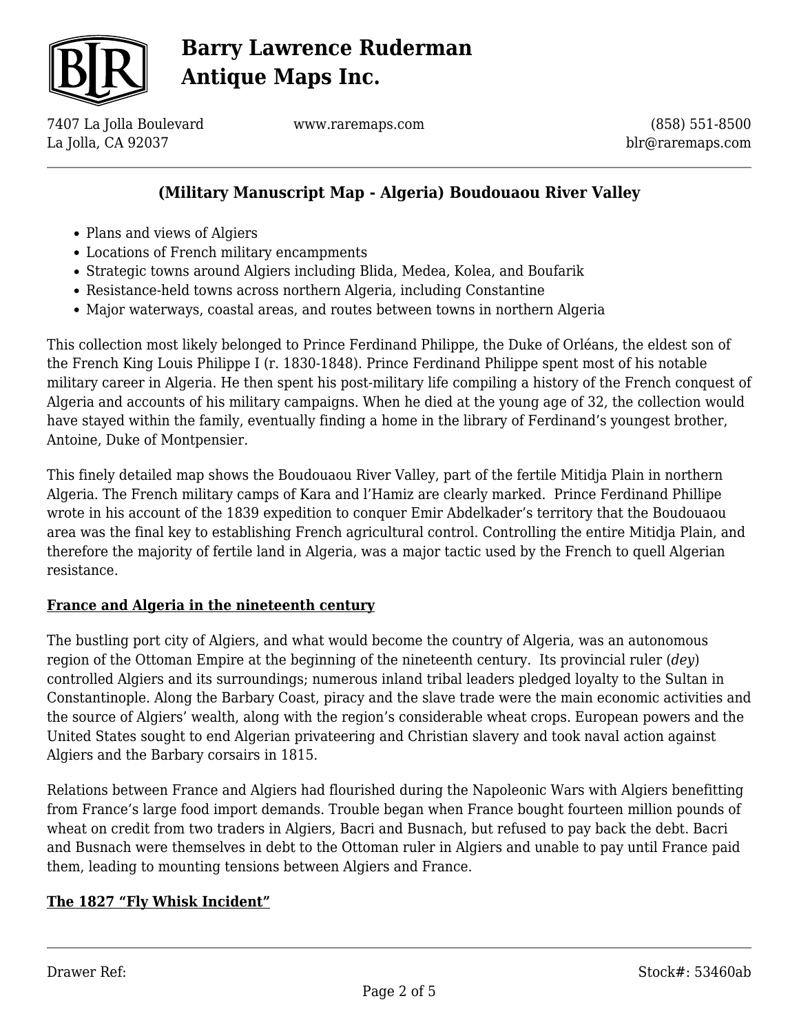## (Military Manuscript Map - Algeria) Boudouaou River Valley

- Plans and views of Algiers
- Locations of French military encampments
- Strategic towns around Algiers including Blida, Medea, Kolea, and Boufarik
- Resistance-held towns across northern Algeria, including Constantine
- Major waterways, coastal areas, and routes between towns in northern Algeria

This collection most likely belonged to Prince Ferdinand Philippe, the Duke of Orléans, the eldest son of the French King Louis Philippe I (r. 1830-1848). Prince Ferdinand Philippe spent most of his notable military career in Algeria. He then spent his post-military life compiling a history of the French conquest of Algeria and accounts of his military campaigns. When he died at the young age of 32, the collection would have stayed within the family, eventually finding a home in the library of Ferdinand's youngest brother, Antoine, Duke of Montpensier.

This finely detailed map shows the Boudouaou River Valley, part of the fertile Mitidja Plain in northern Algeria. The French military camps of Kara and l'Hamiz are clearly marked. Prince Ferdinand Phillipe wrote in his account of the 1839 expedition to conquer Emir Abdelkader's territory that the Boudouaou area was the final key to establishing French agricultural control. Controlling the entire Mitidja Plain, and therefore the majority of fertile land in Algeria, was a major tactic used by the French to quell Algerian resistance.

### France and Algeria in the nineteenth century

The bustling port city of Algiers, and what would become the country of Algeria, was an autonomous region of the Ottoman Empire at the beginning of the nineteenth century. Its provincial ruler (*dey*) controlled Algiers and its surroundings; numerous inland tribal leaders pledged loyalty to the Sultan in Constantinople. Along the Barbary Coast, piracy and the slave trade were the main economic activities and the source of Algiers' wealth, along with the region's considerable wheat crops. European powers and the United States sought to end Algerian privateering and Christian slavery and took naval action against Algiers and the Barbary corsairs in 1815.

Relations between France and Algiers had flourished during the Napoleonic Wars with Algiers benefitting from France's large food import demands. Trouble began when France bought fourteen million pounds of wheat on credit from two traders in Algiers, Bacri and Busnach, but refused to pay back the debt. Bacri and Busnach were themselves in debt to the Ottoman ruler in Algiers and unable to pay until France paid them, leading to mounting tensions between Algiers and France.

### The 1827 "Fly Whisk Incident"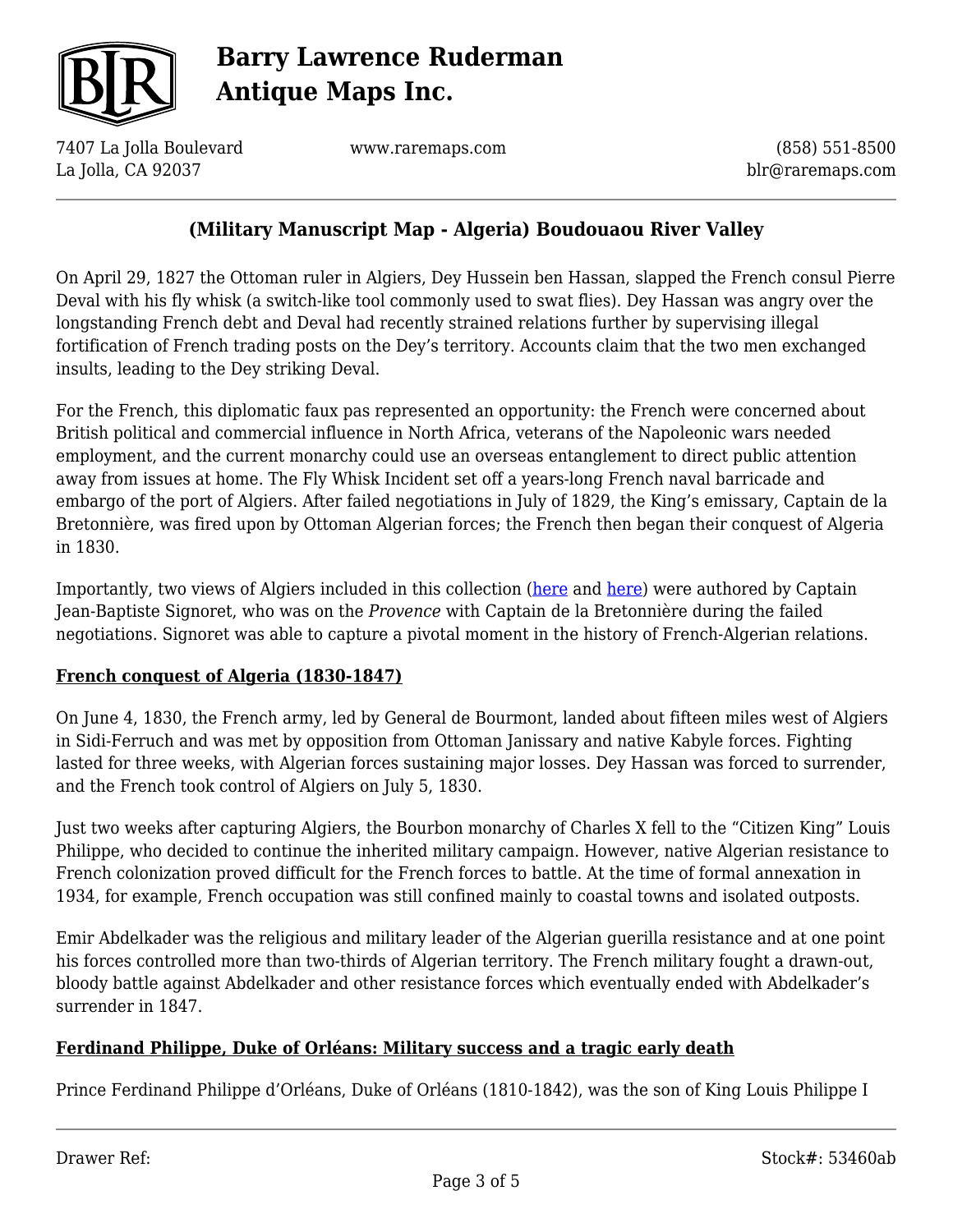## (Military Manuscript Map - Algeria) Boudouaou River Valley

On April 29, 1827 the Ottoman ruler in Algiers, Dey Hussein ben Hassan, slapped the French consul Pierre Deval with his fly whisk (a switch-like tool commonly used to swat flies). Dey Hassan was angry over the longstanding French debt and Deval had recently strained relations further by supervising illegal fortification of French trading posts on the Dey's territory. Accounts claim that the two men exchanged insults, leading to the Dey striking Deval.

For the French, this diplomatic faux pas represented an opportunity: the French were concerned about British political and commercial influence in North Africa, veterans of the Napoleonic wars needed employment, and the current monarchy could use an overseas entanglement to direct public attention away from issues at home. The Fly Whisk Incident set off a years-long French naval barricade and embargo of the port of Algiers. After failed negotiations in July of 1829, the King's emissary, Captain de la Bretonnière, was fired upon by Ottoman Algerian forces; the French then began their conquest of Algeria in 1830.

Importantly, two views of Algiers included in this collection (here and here) were authored by Captain Jean-Baptiste Signoret, who was on the *Provence* with Captain de la Bretonnière during the failed negotiations. Signoret was able to capture a pivotal moment in the history of French-Algerian relations.

### French conquest of Algeria (1830-1847)

On June 4, 1830, the French army, led by General de Bourmont, landed about fifteen miles west of Algiers in Sidi-Ferruch and was met by opposition from Ottoman Janissary and native Kabyle forces. Fighting lasted for three weeks, with Algerian forces sustaining major losses. Dey Hassan was forced to surrender, and the French took control of Algiers on July 5, 1830.

Just two weeks after capturing Algiers, the Bourbon monarchy of Charles X fell to the "Citizen King" Louis Philippe, who decided to continue the inherited military campaign. However, native Algerian resistance to French colonization proved difficult for the French forces to battle. At the time of formal annexation in 1934, for example, French occupation was still confined mainly to coastal towns and isolated outposts.

Emir Abdelkader was the religious and military leader of the Algerian guerilla resistance and at one point his forces controlled more than two-thirds of Algerian territory. The French military fought a drawn-out, bloody battle against Abdelkader and other resistance forces which eventually ended with Abdelkader's surrender in 1847.

### Ferdinand Philippe, Duke of Orléans: Military success and a tragic early death

Prince Ferdinand Philippe d'Orléans, Duke of Orléans (1810-1842), was the son of King Louis Philippe I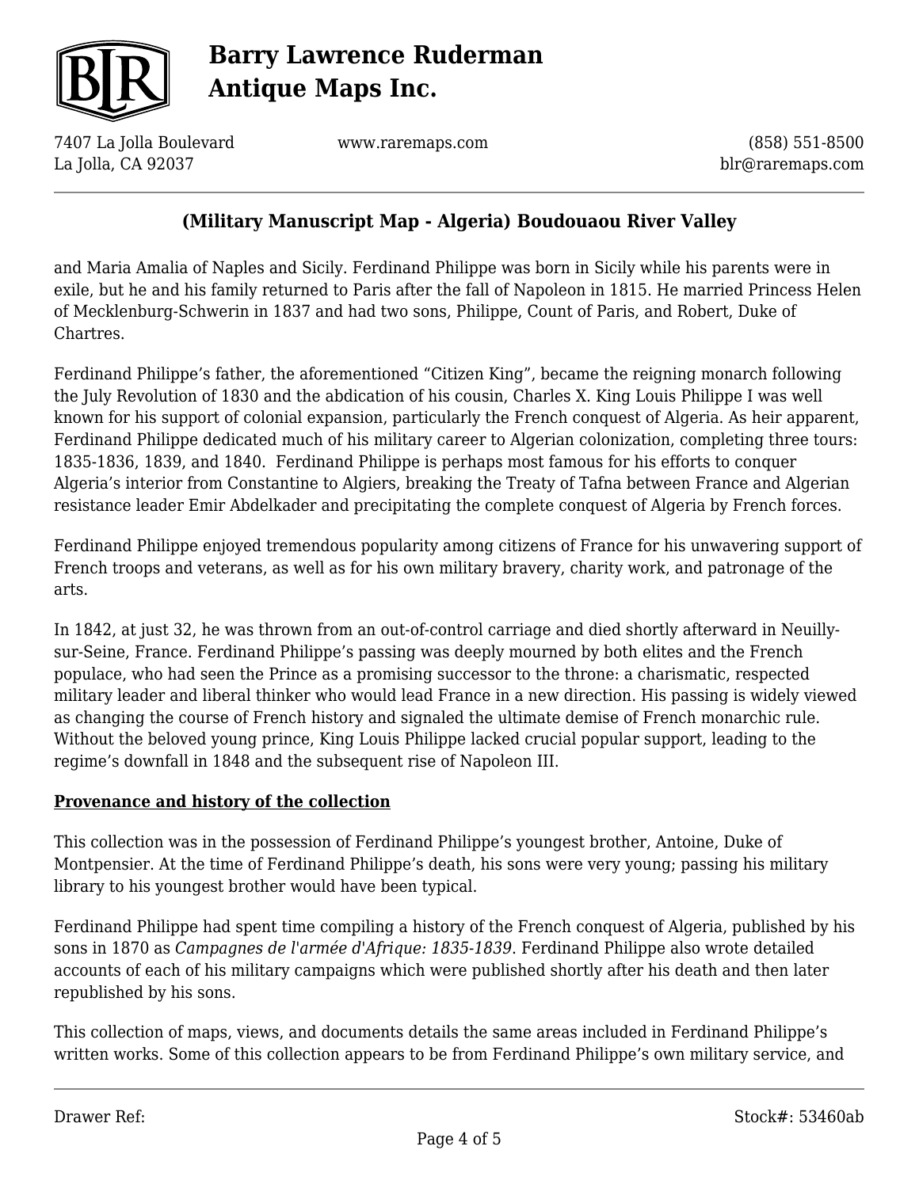and Maria Amalia of Naples and Sicily. Ferdinand Philippe was born in Sicily while his parents were in exile, but he and his family returned to Paris after the fall of Napoleon in 1815. He married Princess Helen of Mecklenburg-Schwerin in 1837 and had two sons, Philippe, Count of Paris, and Robert, Duke of Chartres.

Ferdinand Philippe's father, the aforementioned "Citizen King", became the reigning monarch following the July Revolution of 1830 and the abdication of his cousin, Charles X. King Louis Philippe I was well known for his support of colonial expansion, particularly the French conquest of Algeria. As heir apparent, Ferdinand Philippe dedicated much of his military career to Algerian colonization, completing three tours: 1835-1836, 1839, and 1840. Ferdinand Philippe is perhaps most famous for his efforts to conquer Algeria's interior from Constantine to Algiers, breaking the Treaty of Tafna between France and Algerian resistance leader Emir Abdelkader and precipitating the complete conquest of Algeria by French forces.

Ferdinand Philippe enjoyed tremendous popularity among citizens of France for his unwavering support of French troops and veterans, as well as for his own military bravery, charity work, and patronage of the arts.

In 1842, at just 32, he was thrown from an out-of-control carriage and died shortly afterward in Neuilly-sur-Seine, France. Ferdinand Philippe's passing was deeply mourned by both elites and the French populace, who had seen the Prince as a promising successor to the throne: a charismatic, respected military leader and liberal thinker who would lead France in a new direction. His passing is widely viewed as changing the course of French history and signaled the ultimate demise of French monarchic rule. Without the beloved young prince, King Louis Philippe lacked crucial popular support, leading to the regime's downfall in 1848 and the subsequent rise of Napoleon III.

**Provenance and history of the collection**

This collection was in the possession of Ferdinand Philippe's youngest brother, Antoine, Duke of Montpensier. At the time of Ferdinand Philippe's death, his sons were very young; passing his military library to his youngest brother would have been typical.

Ferdinand Philippe had spent time compiling a history of the French conquest of Algeria, published by his sons in 1870 as *Campagnes de l'armée d'Afrique: 1835-1839*. Ferdinand Philippe also wrote detailed accounts of each of his military campaigns which were published shortly after his death and then later republished by his sons.

This collection of maps, views, and documents details the same areas included in Ferdinand Philippe's written works. Some of this collection appears to be from Ferdinand Philippe's own military service, and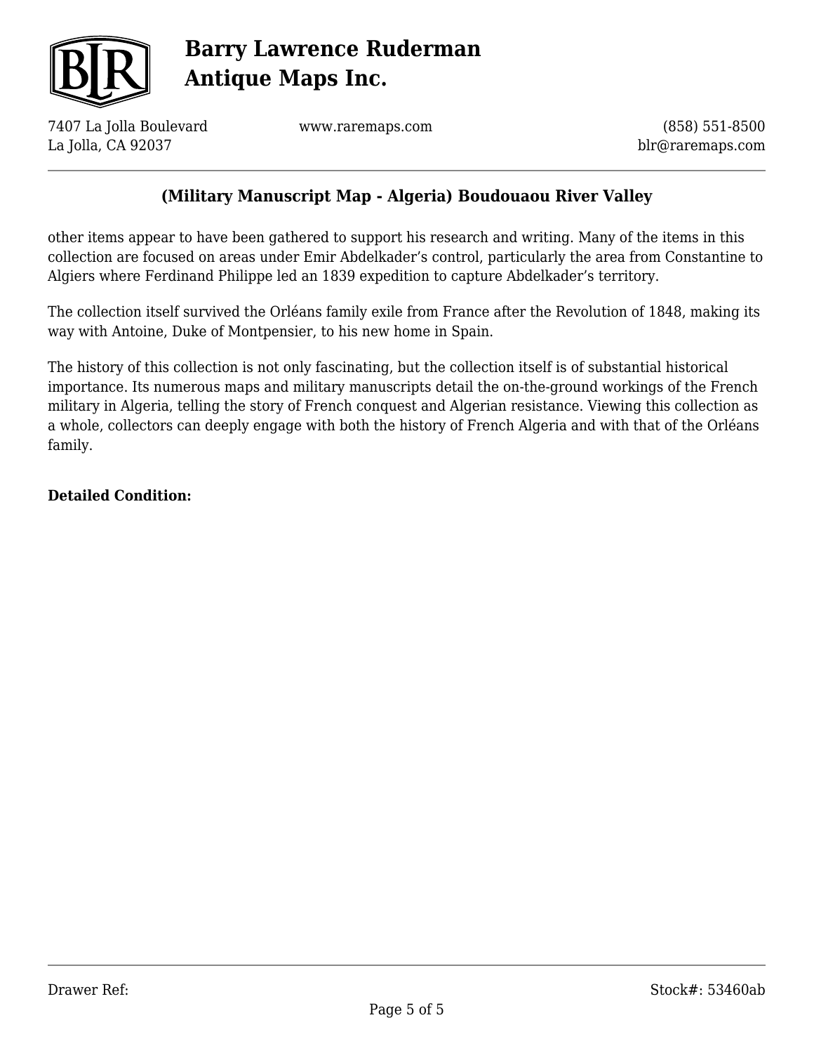other items appear to have been gathered to support his research and writing. Many of the items in this collection are focused on areas under Emir Abdelkader's control, particularly the area from Constantine to Algiers where Ferdinand Philippe led an 1839 expedition to capture Abdelkader's territory.

The collection itself survived the Orléans family exile from France after the Revolution of 1848, making its way with Antoine, Duke of Montpensier, to his new home in Spain.

The history of this collection is not only fascinating, but the collection itself is of substantial historical importance. Its numerous maps and military manuscripts detail the on-the-ground workings of the French military in Algeria, telling the story of French conquest and Algerian resistance. Viewing this collection as a whole, collectors can deeply engage with both the history of French Algeria and with that of the Orléans family.

**Detailed Condition:**